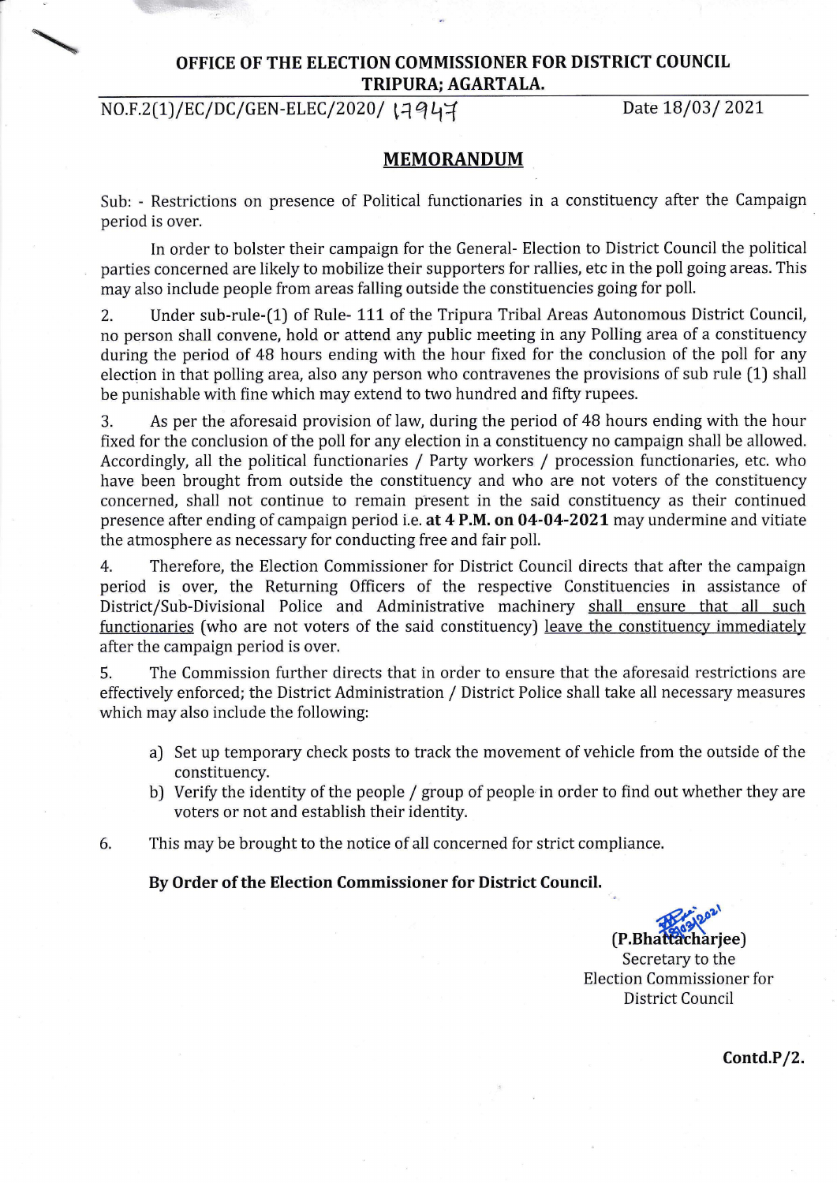**OFFICE OF THE ELECTION COMMISSIONER FOR DISTRICT COUNCIL TRIPURA; AGARTALA.**

NO.F.2(1)/EC/DC/GEN-ELEC/2020/ 17947 Date 18/03/ 2021

## MEMORANDUM

Sub: - Restrictions on presence of Political functionaries in a constituency after the Campaign period is over.

In order to bolster their campaign for the General- Election to District Council the political parties concerned are likely to mobilize their supporters for rallies, etc in the poll going areas. This may also include people from areas falling outside the constituencies going for poll.

2. Under sub-rule-(1) of Rule- 111 of the Tripura Tribal Areas Autonomous District Council, no person shall convene, hold or attend any public meeting in any Polling area of a constituency during the period of 48 hours ending with the hour fixed for the conclusion of the poll for any election in that polling area, also any person who contravenes the provisions of sub rule (1) shall be punishable with fine which may extend to two hundred and fifty rupees.

3. As per the aforesaid provision of law, during the period of 48 hours ending with the hour fixed for the conclusion of the poll for any election in a constituency no campaign shall be allowed. Accordingly, all the political functionaries / Party workers / procession functionaries, etc. who have been brought from outside the constituency and who are not voters of the constituency concerned, shall not continue to remain present in the said constituency as their continued presence after ending of campaign period i.e. **at 4 P.M. on 04-04-2021** may undermine and vitiate the atmosphere as necessary for conducting free and fair poll.

4. Therefore, the Election Commissioner for District Council directs that after the campaign period is over, the Returning Officers of the respective Constituencies in assistance of District/Sub-Divisional Police and Administrative machinery shall ensure that all such functionaries (who are not voters of the said constituency) leave the constituency immediately after the campaign period is over.

5. The Commission further directs that in order to ensure that the aforesaid restrictions are effectively enforced; the District Administration / District Police shall take all necessary measures which may also include the following:

   a) Set up temporary check posts to track the movement of vehicle from the outside of the constituency.
   b) Verify the identity of the people / group of people in order to find out whether they are voters or not and establish their identity.

6. This may be brought to the notice of all concerned for strict compliance.

**By Order of the Election Commissioner for District Council.**

**(P.Bhattacharjee)**
Secretary to the
Election Commissioner for
District Council

**Contd.P/2.**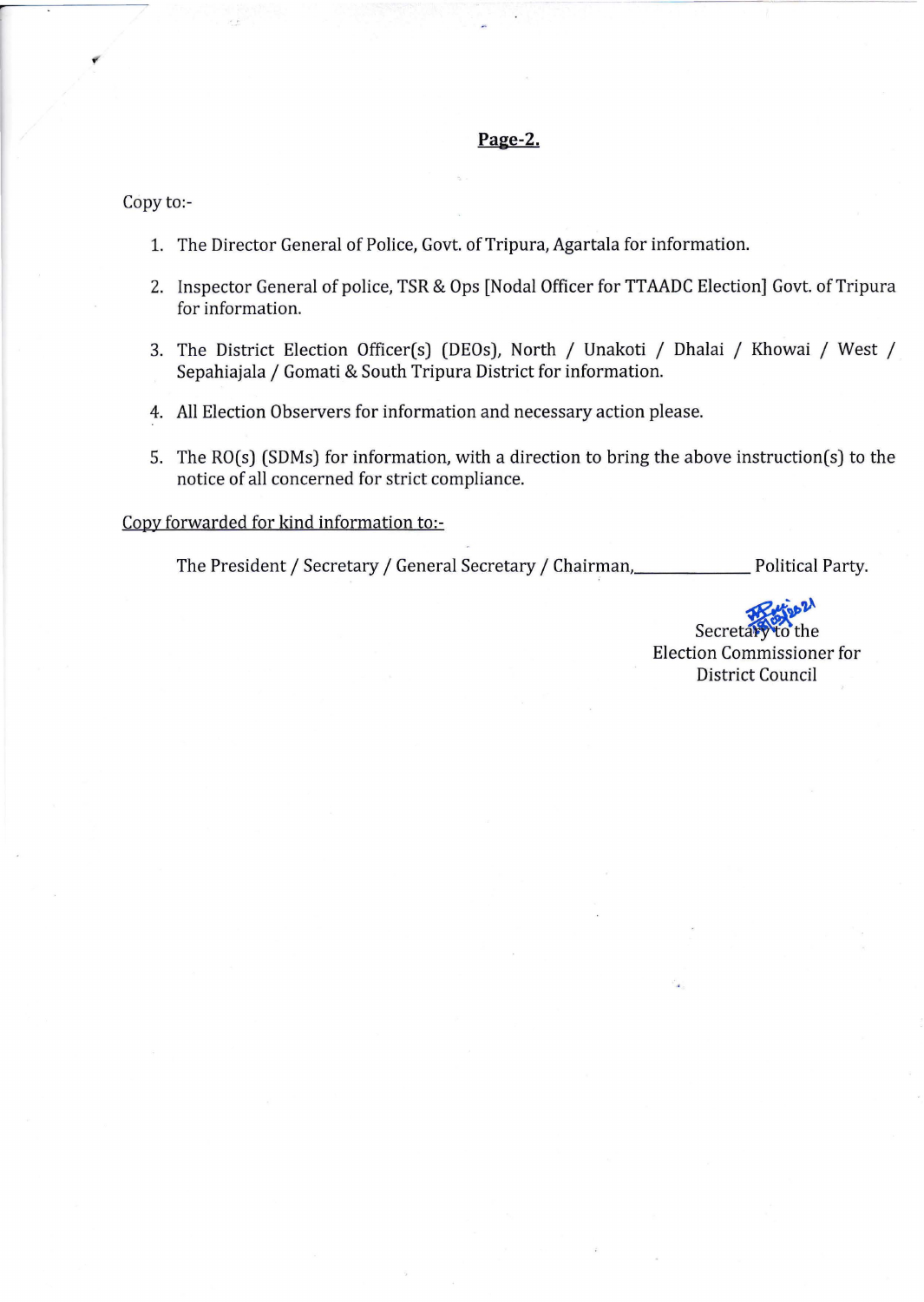**Page-2.**

Copy to:-

1. The Director General of Police, Govt. of Tripura, Agartala for information.
2. Inspector General of police, TSR & Ops [Nodal Officer for TTAADC Election] Govt. of Tripura for information.
3. The District Election Officer(s) (DEOs), North / Unakoti / Dhalai / Khowai / West / Sepahiajala / Gomati & South Tripura District for information.
4. All Election Observers for information and necessary action please.
5. The RO(s) (SDMs) for information, with a direction to bring the above instruction(s) to the notice of all concerned for strict compliance.

Copy forwarded for kind information to:-

The President / Secretary / General Secretary / Chairman,____________ Political Party.

Secretary to the
Election Commissioner for
District Council